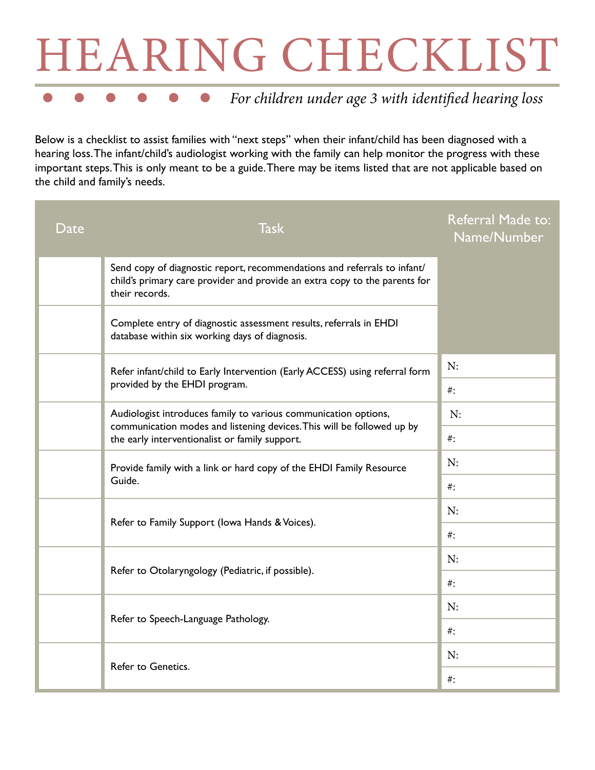# HEARING CHECKLIST

*For children under age 3 with identified hearing loss*

Below is a checklist to assist families with "next steps" when their infant/child has been diagnosed with a hearing loss. The infant/child's audiologist working with the family can help monitor the progress with these important steps. This is only meant to be a guide. There may be items listed that are not applicable based on the child and family's needs.

| Date | Task | Referral Made to: Name/Number |
|---|---|---|
| | Send copy of diagnostic report, recommendations and referrals to infant/child's primary care provider and provide an extra copy to the parents for their records. | |
| | Complete entry of diagnostic assessment results, referrals in EHDI database within six working days of diagnosis. | |
| | Refer infant/child to Early Intervention (Early ACCESS) using referral form provided by the EHDI program. | N: |
| | | #: |
| | Audiologist introduces family to various communication options, communication modes and listening devices. This will be followed up by the early interventionalist or family support. | N: |
| | | #: |
| | Provide family with a link or hard copy of the EHDI Family Resource Guide. | N: |
| | | #: |
| | Refer to Family Support (Iowa Hands & Voices). | N: |
| | | #: |
| | Refer to Otolaryngology (Pediatric, if possible). | N: |
| | | #: |
| | Refer to Speech-Language Pathology. | N: |
| | | #: |
| | Refer to Genetics. | N: |
| | | #: |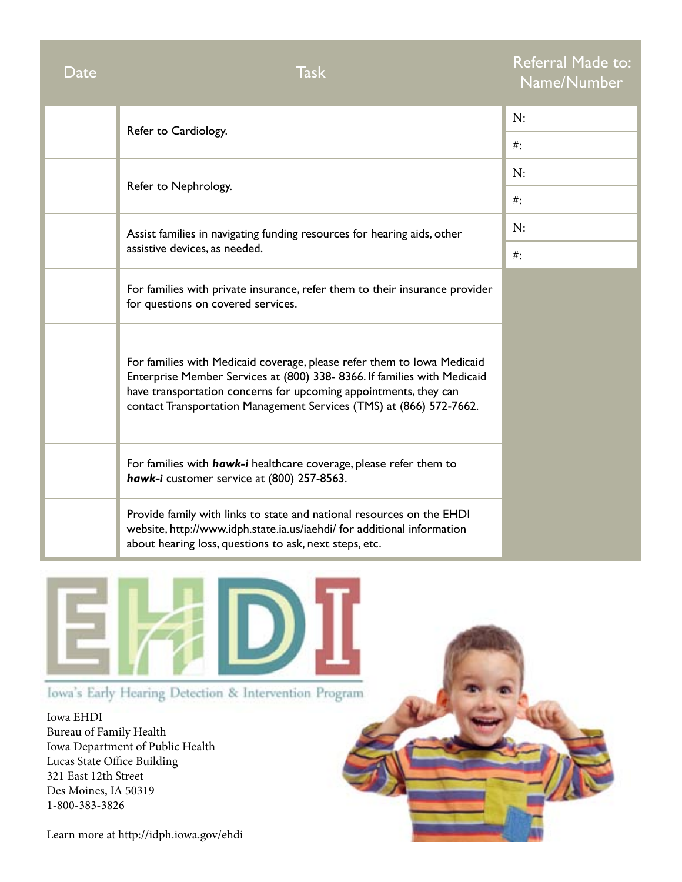| Date | Task | Referral Made to: Name/Number |
|---|---|---|
| | Refer to Cardiology. | N:<br>#: |
| | Refer to Nephrology. | N:<br>#: |
| | Assist families in navigating funding resources for hearing aids, other assistive devices, as needed. | N:<br>#: |
| | For families with private insurance, refer them to their insurance provider for questions on covered services. | |
| | For families with Medicaid coverage, please refer them to Iowa Medicaid Enterprise Member Services at (800) 338- 8366. If families with Medicaid have transportation concerns for upcoming appointments, they can contact Transportation Management Services (TMS) at (866) 572-7662. | |
| | For families with ***hawk-i*** healthcare coverage, please refer them to ***hawk-i*** customer service at (800) 257-8563. | |
| | Provide family with links to state and national resources on the EHDI website, http://www.idph.state.ia.us/iaehdi/ for additional information about hearing loss, questions to ask, next steps, etc. | |

EHDI

Iowa's Early Hearing Detection & Intervention Program

Iowa EHDI
Bureau of Family Health
Iowa Department of Public Health
Lucas State Office Building
321 East 12th Street
Des Moines, IA 50319
1-800-383-3826

Learn more at http://idph.iowa.gov/ehdi